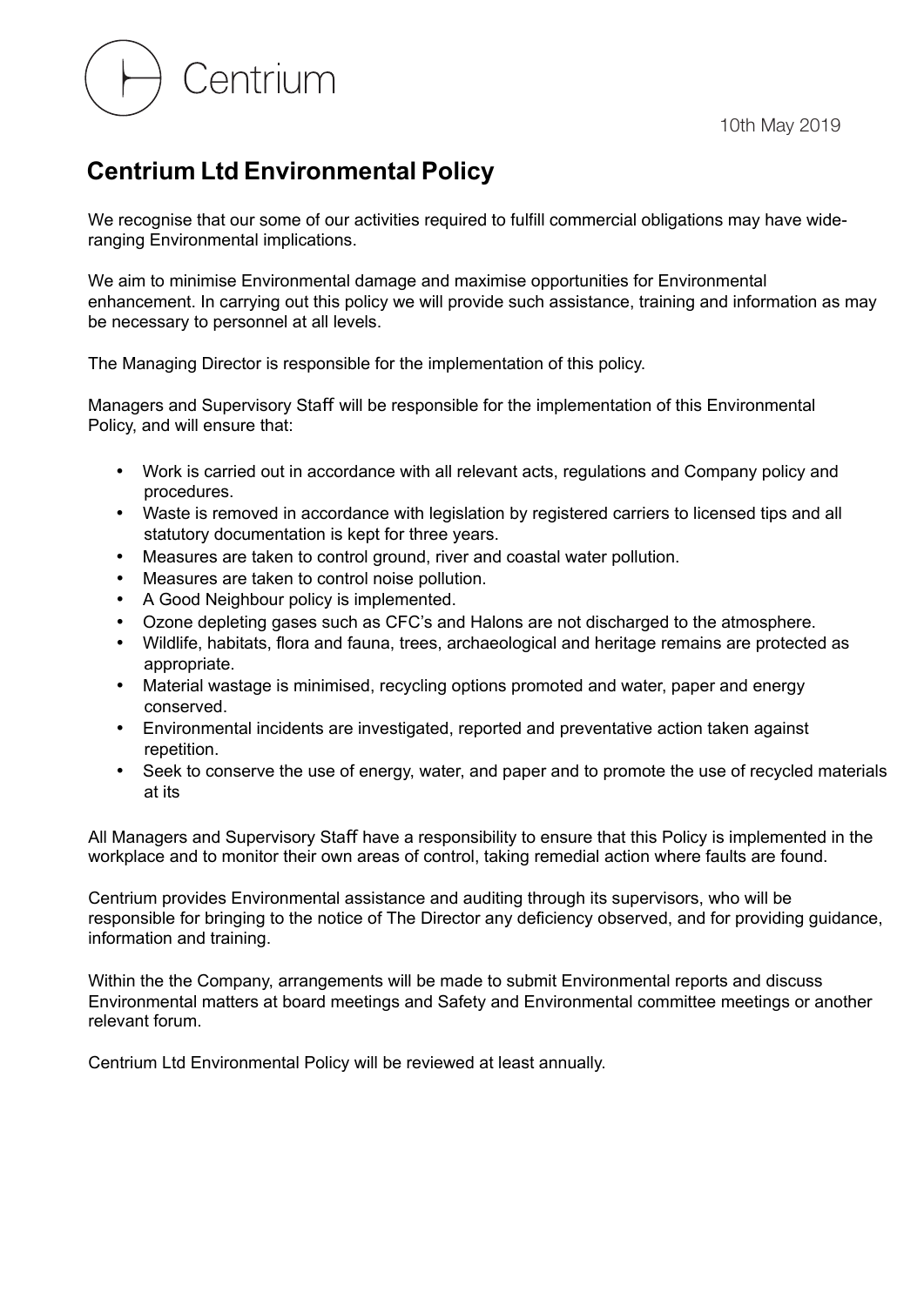Centrium

10th May 2019

# Centrium Ltd Environmental Policy

We recognise that our some of our activities required to fulfill commercial obligations may have wide-ranging Environmental implications.

We aim to minimise Environmental damage and maximise opportunities for Environmental enhancement. In carrying out this policy we will provide such assistance, training and information as may be necessary to personnel at all levels.

The Managing Director is responsible for the implementation of this policy.

Managers and Supervisory Staff will be responsible for the implementation of this Environmental Policy, and will ensure that:

- Work is carried out in accordance with all relevant acts, regulations and Company policy and procedures.
- Waste is removed in accordance with legislation by registered carriers to licensed tips and all statutory documentation is kept for three years.
- Measures are taken to control ground, river and coastal water pollution.
- Measures are taken to control noise pollution.
- A Good Neighbour policy is implemented.
- Ozone depleting gases such as CFC's and Halons are not discharged to the atmosphere.
- Wildlife, habitats, flora and fauna, trees, archaeological and heritage remains are protected as appropriate.
- Material wastage is minimised, recycling options promoted and water, paper and energy conserved.
- Environmental incidents are investigated, reported and preventative action taken against repetition.
- Seek to conserve the use of energy, water, and paper and to promote the use of recycled materials at its

All Managers and Supervisory Staff have a responsibility to ensure that this Policy is implemented in the workplace and to monitor their own areas of control, taking remedial action where faults are found.

Centrium provides Environmental assistance and auditing through its supervisors, who will be responsible for bringing to the notice of The Director any deficiency observed, and for providing guidance, information and training.

Within the the Company, arrangements will be made to submit Environmental reports and discuss Environmental matters at board meetings and Safety and Environmental committee meetings or another relevant forum.

Centrium Ltd Environmental Policy will be reviewed at least annually.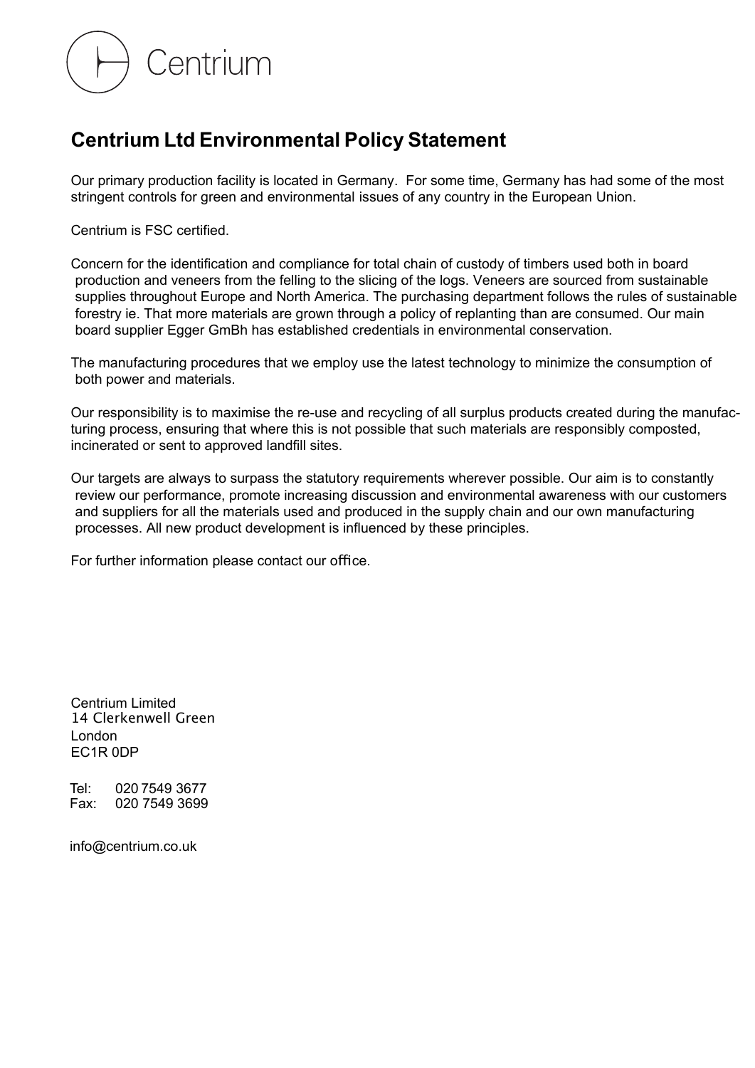Centrium

# Centrium Ltd Environmental Policy Statement

Our primary production facility is located in Germany. For some time, Germany has had some of the most stringent controls for green and environmental issues of any country in the European Union.

Centrium is FSC certified.

Concern for the identification and compliance for total chain of custody of timbers used both in board production and veneers from the felling to the slicing of the logs. Veneers are sourced from sustainable supplies throughout Europe and North America. The purchasing department follows the rules of sustainable forestry ie. That more materials are grown through a policy of replanting than are consumed. Our main board supplier Egger GmBh has established credentials in environmental conservation.

The manufacturing procedures that we employ use the latest technology to minimize the consumption of both power and materials.

Our responsibility is to maximise the re-use and recycling of all surplus products created during the manufacturing process, ensuring that where this is not possible that such materials are responsibly composted, incinerated or sent to approved landfill sites.

Our targets are always to surpass the statutory requirements wherever possible. Our aim is to constantly review our performance, promote increasing discussion and environmental awareness with our customers and suppliers for all the materials used and produced in the supply chain and our own manufacturing processes. All new product development is influenced by these principles.

For further information please contact our office.

Centrium Limited
14 Clerkenwell Green
London
EC1R 0DP

Tel: 020 7549 3677
Fax: 020 7549 3699

info@centrium.co.uk